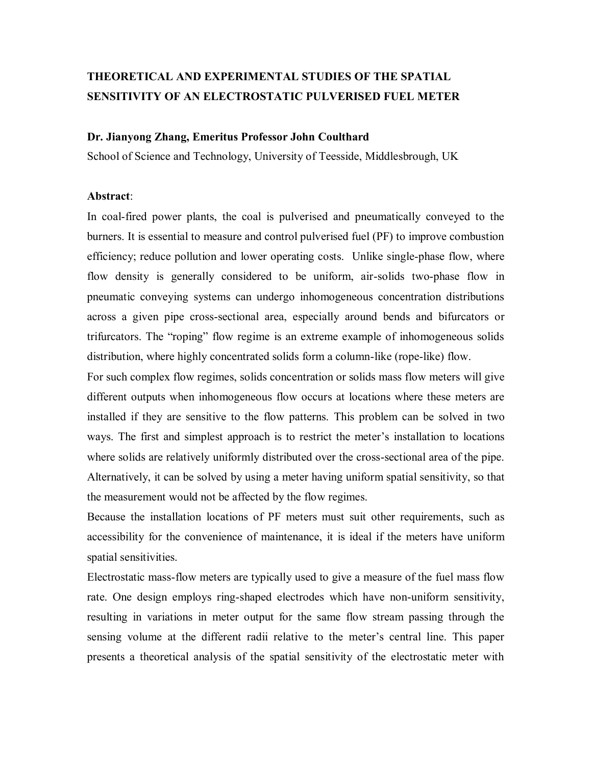# THEORETICAL AND EXPERIMENTAL STUDIES OF THE SPATIAL SENSITIVITY OF AN ELECTROSTATIC PULVERISED FUEL METER

**Dr. Jianyong Zhang, Emeritus Professor John Coulthard**

School of Science and Technology, University of Teesside, Middlesbrough, UK

**Abstract**:

In coal-fired power plants, the coal is pulverised and pneumatically conveyed to the burners. It is essential to measure and control pulverised fuel (PF) to improve combustion efficiency; reduce pollution and lower operating costs. Unlike single-phase flow, where flow density is generally considered to be uniform, air-solids two-phase flow in pneumatic conveying systems can undergo inhomogeneous concentration distributions across a given pipe cross-sectional area, especially around bends and bifurcators or trifurcators. The "roping" flow regime is an extreme example of inhomogeneous solids distribution, where highly concentrated solids form a column-like (rope-like) flow.

For such complex flow regimes, solids concentration or solids mass flow meters will give different outputs when inhomogeneous flow occurs at locations where these meters are installed if they are sensitive to the flow patterns. This problem can be solved in two ways. The first and simplest approach is to restrict the meter's installation to locations where solids are relatively uniformly distributed over the cross-sectional area of the pipe. Alternatively, it can be solved by using a meter having uniform spatial sensitivity, so that the measurement would not be affected by the flow regimes.

Because the installation locations of PF meters must suit other requirements, such as accessibility for the convenience of maintenance, it is ideal if the meters have uniform spatial sensitivities.

Electrostatic mass-flow meters are typically used to give a measure of the fuel mass flow rate. One design employs ring-shaped electrodes which have non-uniform sensitivity, resulting in variations in meter output for the same flow stream passing through the sensing volume at the different radii relative to the meter's central line. This paper presents a theoretical analysis of the spatial sensitivity of the electrostatic meter with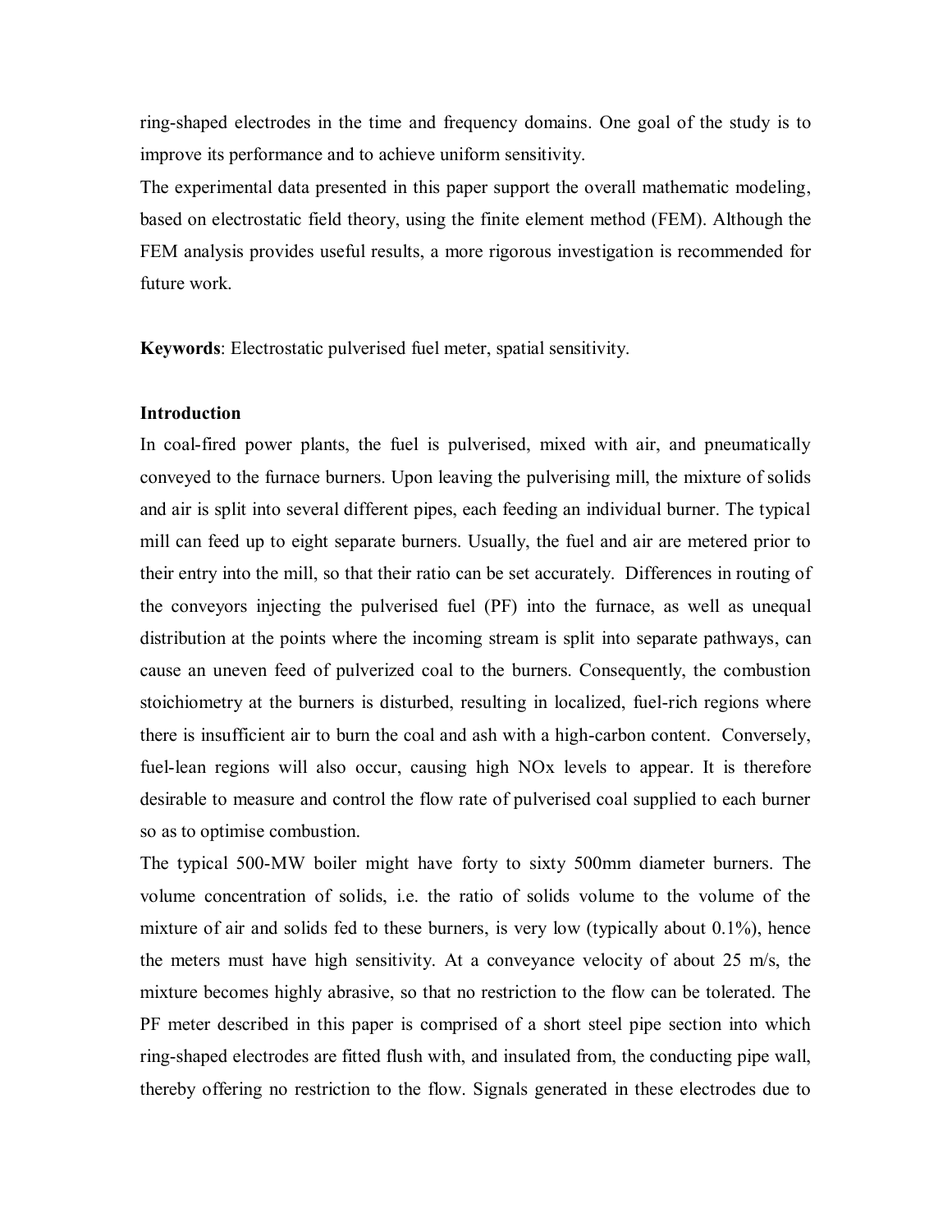ring-shaped electrodes in the time and frequency domains. One goal of the study is to improve its performance and to achieve uniform sensitivity.

The experimental data presented in this paper support the overall mathematic modeling, based on electrostatic field theory, using the finite element method (FEM). Although the FEM analysis provides useful results, a more rigorous investigation is recommended for future work.

**Keywords**: Electrostatic pulverised fuel meter, spatial sensitivity.

## Introduction

In coal-fired power plants, the fuel is pulverised, mixed with air, and pneumatically conveyed to the furnace burners. Upon leaving the pulverising mill, the mixture of solids and air is split into several different pipes, each feeding an individual burner. The typical mill can feed up to eight separate burners. Usually, the fuel and air are metered prior to their entry into the mill, so that their ratio can be set accurately. Differences in routing of the conveyors injecting the pulverised fuel (PF) into the furnace, as well as unequal distribution at the points where the incoming stream is split into separate pathways, can cause an uneven feed of pulverized coal to the burners. Consequently, the combustion stoichiometry at the burners is disturbed, resulting in localized, fuel-rich regions where there is insufficient air to burn the coal and ash with a high-carbon content. Conversely, fuel-lean regions will also occur, causing high NOx levels to appear. It is therefore desirable to measure and control the flow rate of pulverised coal supplied to each burner so as to optimise combustion.

The typical 500-MW boiler might have forty to sixty 500mm diameter burners. The volume concentration of solids, i.e. the ratio of solids volume to the volume of the mixture of air and solids fed to these burners, is very low (typically about 0.1%), hence the meters must have high sensitivity. At a conveyance velocity of about 25 m/s, the mixture becomes highly abrasive, so that no restriction to the flow can be tolerated. The PF meter described in this paper is comprised of a short steel pipe section into which ring-shaped electrodes are fitted flush with, and insulated from, the conducting pipe wall, thereby offering no restriction to the flow. Signals generated in these electrodes due to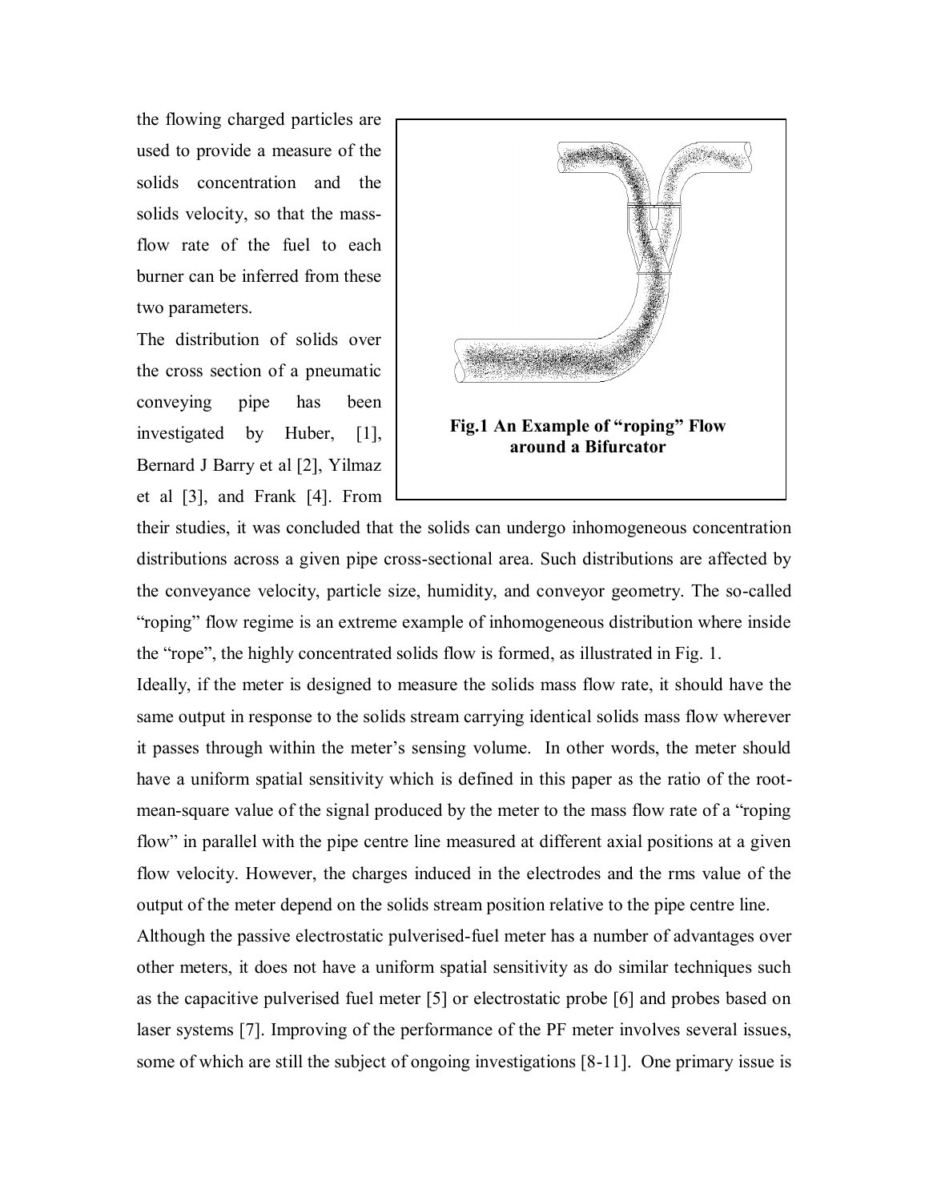the flowing charged particles are used to provide a measure of the solids concentration and the solids velocity, so that the mass-flow rate of the fuel to each burner can be inferred from these two parameters.

The distribution of solids over the cross section of a pneumatic conveying pipe has been investigated by Huber, [1], Bernard J Barry et al [2], Yilmaz et al [3], and Frank [4]. From their studies, it was concluded that the solids can undergo inhomogeneous concentration distributions across a given pipe cross-sectional area. Such distributions are affected by the conveyance velocity, particle size, humidity, and conveyor geometry. The so-called "roping" flow regime is an extreme example of inhomogeneous distribution where inside the "rope", the highly concentrated solids flow is formed, as illustrated in Fig. 1.

**Fig.1 An Example of "roping" Flow around a Bifurcator**

Ideally, if the meter is designed to measure the solids mass flow rate, it should have the same output in response to the solids stream carrying identical solids mass flow wherever it passes through within the meter's sensing volume. In other words, the meter should have a uniform spatial sensitivity which is defined in this paper as the ratio of the root-mean-square value of the signal produced by the meter to the mass flow rate of a "roping flow" in parallel with the pipe centre line measured at different axial positions at a given flow velocity. However, the charges induced in the electrodes and the rms value of the output of the meter depend on the solids stream position relative to the pipe centre line.

Although the passive electrostatic pulverised-fuel meter has a number of advantages over other meters, it does not have a uniform spatial sensitivity as do similar techniques such as the capacitive pulverised fuel meter [5] or electrostatic probe [6] and probes based on laser systems [7]. Improving of the performance of the PF meter involves several issues, some of which are still the subject of ongoing investigations [8-11]. One primary issue is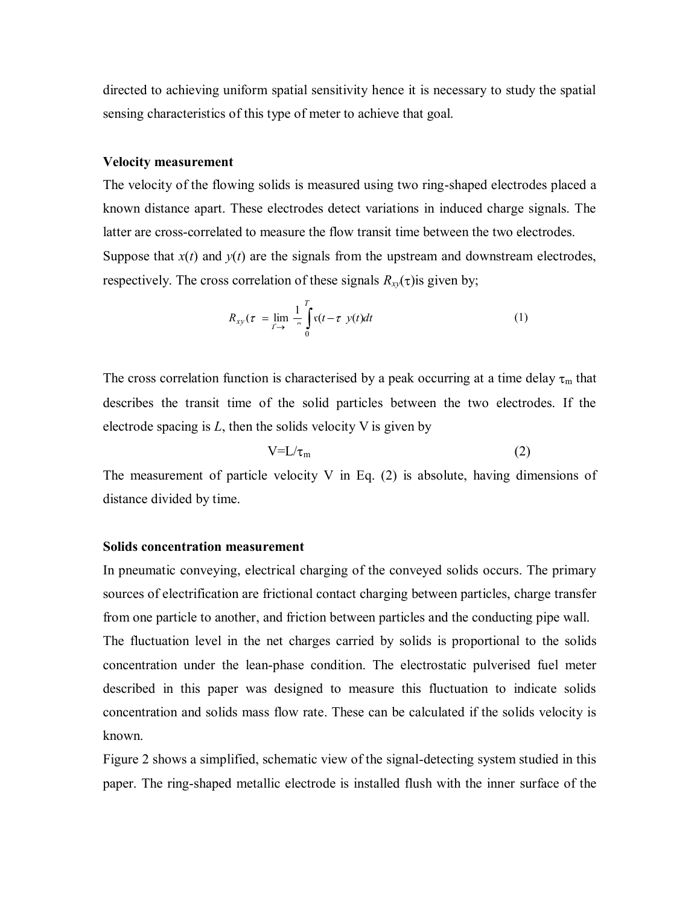directed to achieving uniform spatial sensitivity hence it is necessary to study the spatial sensing characteristics of this type of meter to achieve that goal.

**Velocity measurement**

The velocity of the flowing solids is measured using two ring-shaped electrodes placed a known distance apart. These electrodes detect variations in induced charge signals. The latter are cross-correlated to measure the flow transit time between the two electrodes. Suppose that $x(t)$ and $y(t)$ are the signals from the upstream and downstream electrodes, respectively. The cross correlation of these signals $R_{xy}(\tau)$is given by;

$$R_{xy}(\tau) = \lim_{T \to \infty} \frac{1}{T} \int_0^T x(t-\tau) y(t) dt \tag{1}$$

The cross correlation function is characterised by a peak occurring at a time delay $\tau_m$ that describes the transit time of the solid particles between the two electrodes. If the electrode spacing is $L$, then the solids velocity V is given by

$$V = L/\tau_m \tag{2}$$

The measurement of particle velocity V in Eq. (2) is absolute, having dimensions of distance divided by time.

**Solids concentration measurement**

In pneumatic conveying, electrical charging of the conveyed solids occurs. The primary sources of electrification are frictional contact charging between particles, charge transfer from one particle to another, and friction between particles and the conducting pipe wall. The fluctuation level in the net charges carried by solids is proportional to the solids concentration under the lean-phase condition. The electrostatic pulverised fuel meter described in this paper was designed to measure this fluctuation to indicate solids concentration and solids mass flow rate. These can be calculated if the solids velocity is known.

Figure 2 shows a simplified, schematic view of the signal-detecting system studied in this paper. The ring-shaped metallic electrode is installed flush with the inner surface of the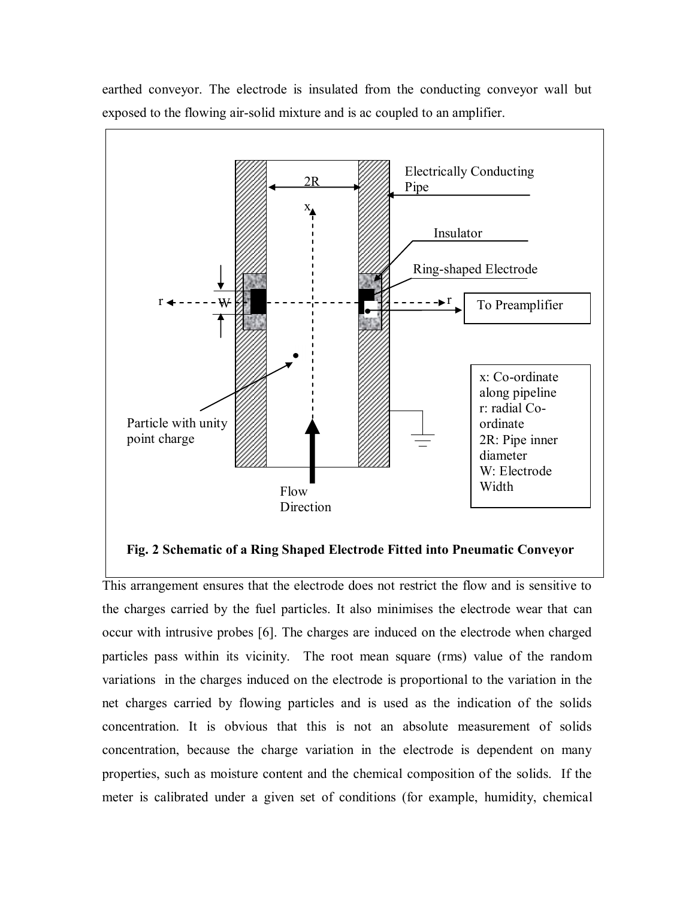earthed conveyor. The electrode is insulated from the conducting conveyor wall but exposed to the flowing air-solid mixture and is ac coupled to an amplifier.

**Fig. 2 Schematic of a Ring Shaped Electrode Fitted into Pneumatic Conveyor**

This arrangement ensures that the electrode does not restrict the flow and is sensitive to the charges carried by the fuel particles. It also minimises the electrode wear that can occur with intrusive probes [6]. The charges are induced on the electrode when charged particles pass within its vicinity. The root mean square (rms) value of the random variations in the charges induced on the electrode is proportional to the variation in the net charges carried by flowing particles and is used as the indication of the solids concentration. It is obvious that this is not an absolute measurement of solids concentration, because the charge variation in the electrode is dependent on many properties, such as moisture content and the chemical composition of the solids. If the meter is calibrated under a given set of conditions (for example, humidity, chemical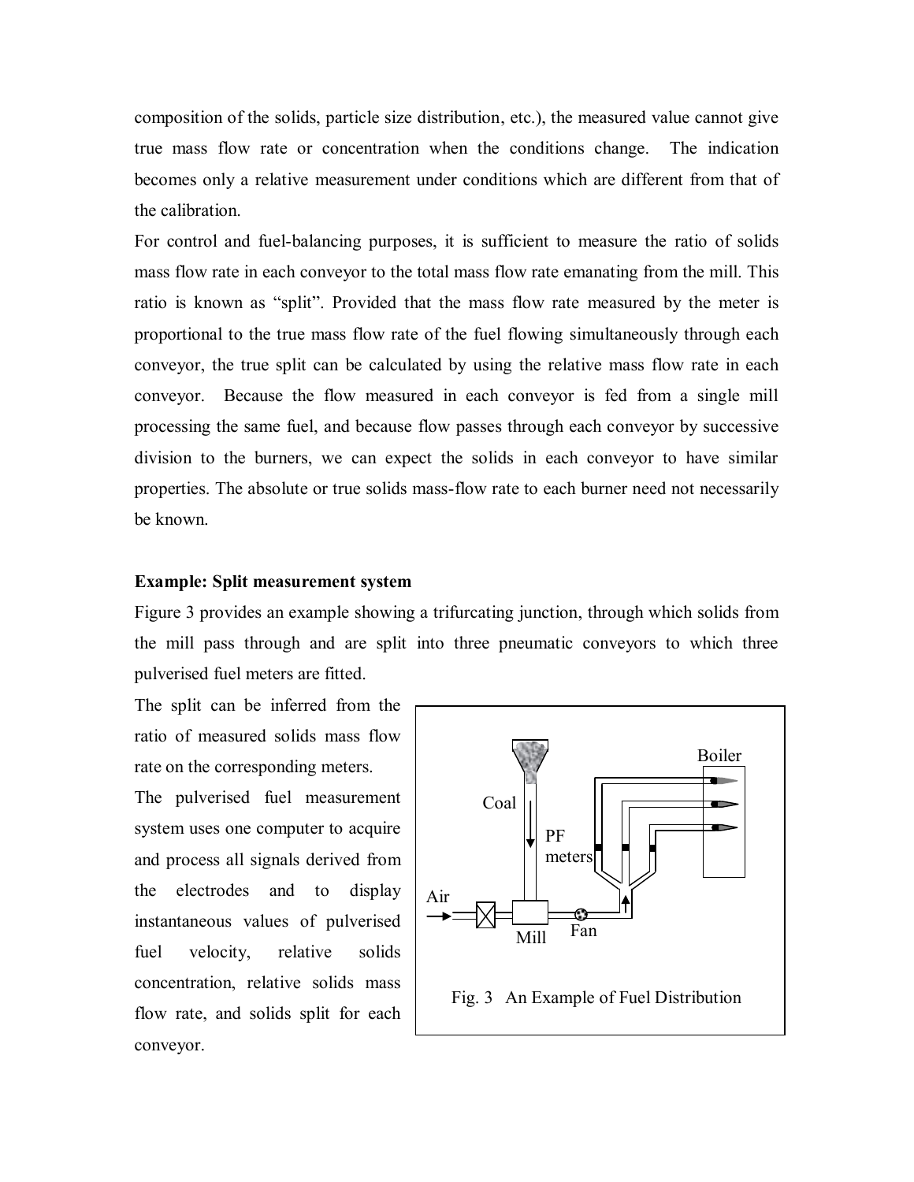composition of the solids, particle size distribution, etc.), the measured value cannot give true mass flow rate or concentration when the conditions change. The indication becomes only a relative measurement under conditions which are different from that of the calibration.

For control and fuel-balancing purposes, it is sufficient to measure the ratio of solids mass flow rate in each conveyor to the total mass flow rate emanating from the mill. This ratio is known as "split". Provided that the mass flow rate measured by the meter is proportional to the true mass flow rate of the fuel flowing simultaneously through each conveyor, the true split can be calculated by using the relative mass flow rate in each conveyor. Because the flow measured in each conveyor is fed from a single mill processing the same fuel, and because flow passes through each conveyor by successive division to the burners, we can expect the solids in each conveyor to have similar properties. The absolute or true solids mass-flow rate to each burner need not necessarily be known.

**Example: Split measurement system**

Figure 3 provides an example showing a trifurcating junction, through which solids from the mill pass through and are split into three pneumatic conveyors to which three pulverised fuel meters are fitted.

The split can be inferred from the ratio of measured solids mass flow rate on the corresponding meters.

The pulverised fuel measurement system uses one computer to acquire and process all signals derived from the electrodes and to display instantaneous values of pulverised fuel velocity, relative solids concentration, relative solids mass flow rate, and solids split for each conveyor.

Fig. 3 An Example of Fuel Distribution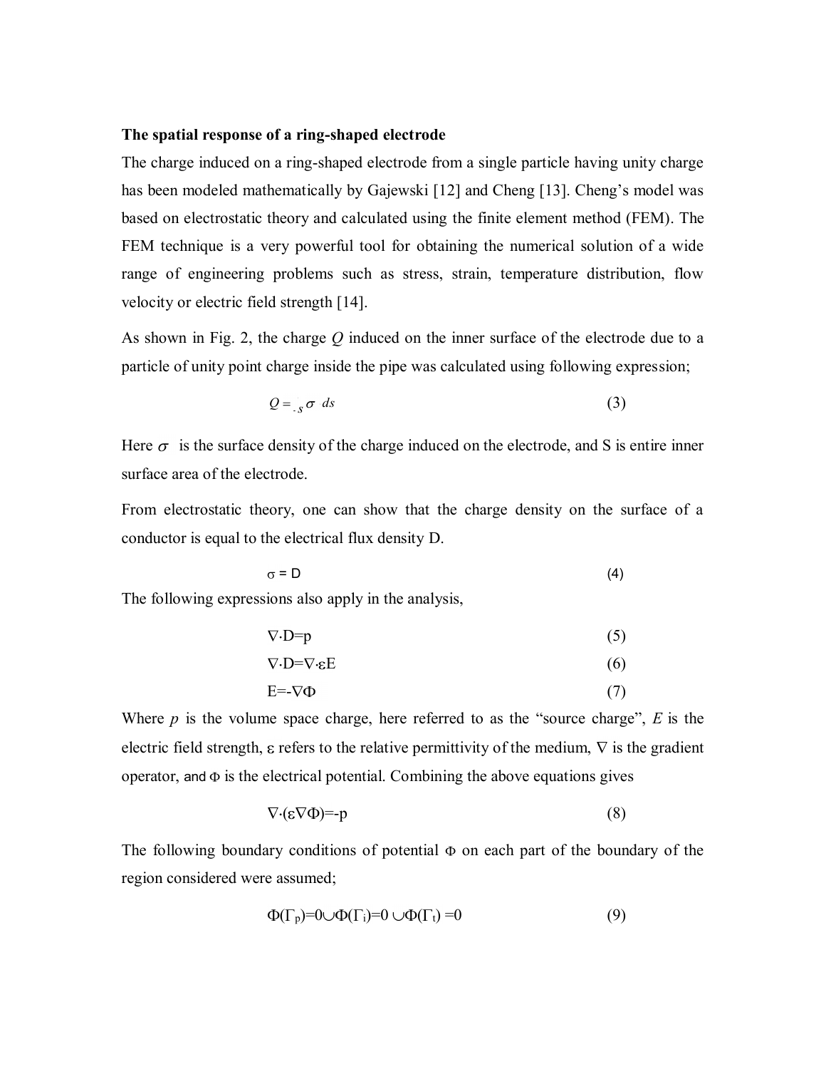**The spatial response of a ring-shaped electrode**

The charge induced on a ring-shaped electrode from a single particle having unity charge has been modeled mathematically by Gajewski [12] and Cheng [13]. Cheng's model was based on electrostatic theory and calculated using the finite element method (FEM). The FEM technique is a very powerful tool for obtaining the numerical solution of a wide range of engineering problems such as stress, strain, temperature distribution, flow velocity or electric field strength [14].

As shown in Fig. 2, the charge $Q$ induced on the inner surface of the electrode due to a particle of unity point charge inside the pipe was calculated using following expression;

$$Q = -\int_S \sigma \, ds \tag{3}$$

Here $\sigma$ is the surface density of the charge induced on the electrode, and S is entire inner surface area of the electrode.

From electrostatic theory, one can show that the charge density on the surface of a conductor is equal to the electrical flux density D.

$$\sigma = D \tag{4}$$

The following expressions also apply in the analysis,

$$\nabla \cdot D = p \tag{5}$$

$$\nabla \cdot D = \nabla \cdot \varepsilon E \tag{6}$$

$$E = -\nabla \Phi \tag{7}$$

Where $p$ is the volume space charge, here referred to as the "source charge", $E$ is the electric field strength, $\varepsilon$ refers to the relative permittivity of the medium, $\nabla$ is the gradient operator, and $\Phi$ is the electrical potential. Combining the above equations gives

$$\nabla \cdot (\varepsilon \nabla \Phi) = -p \tag{8}$$

The following boundary conditions of potential $\Phi$ on each part of the boundary of the region considered were assumed;

$$\Phi(\Gamma_p) = 0 \cup \Phi(\Gamma_i) = 0 \cup \Phi(\Gamma_t) = 0 \tag{9}$$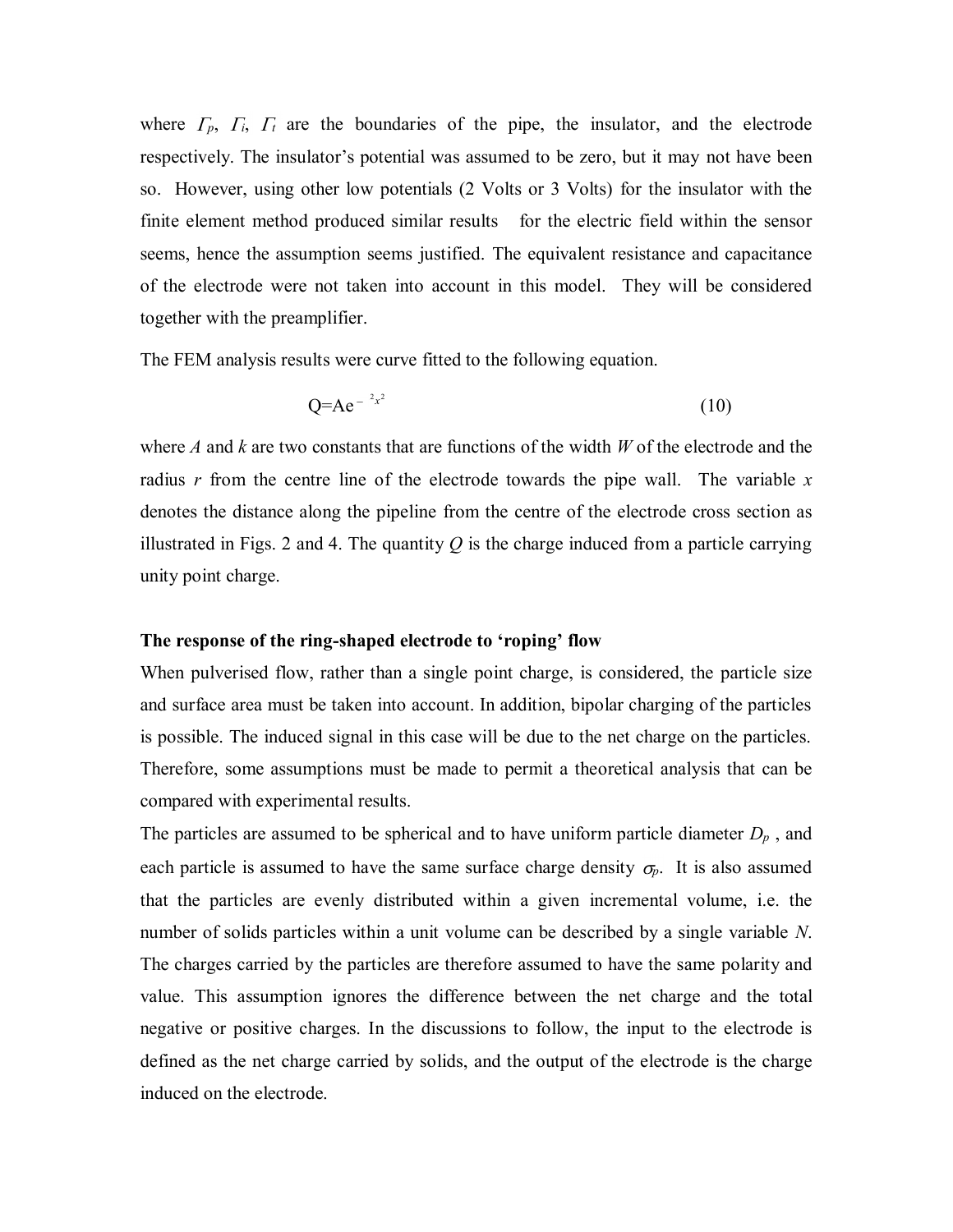where $\Gamma_p$, $\Gamma_i$, $\Gamma_t$ are the boundaries of the pipe, the insulator, and the electrode respectively. The insulator's potential was assumed to be zero, but it may not have been so. However, using other low potentials (2 Volts or 3 Volts) for the insulator with the finite element method produced similar results for the electric field within the sensor seems, hence the assumption seems justified. The equivalent resistance and capacitance of the electrode were not taken into account in this model. They will be considered together with the preamplifier.

The FEM analysis results were curve fitted to the following equation.

$$Q = Ae^{-k^2 x^2} \tag{10}$$

where $A$ and $k$ are two constants that are functions of the width $W$ of the electrode and the radius $r$ from the centre line of the electrode towards the pipe wall. The variable $x$ denotes the distance along the pipeline from the centre of the electrode cross section as illustrated in Figs. 2 and 4. The quantity $Q$ is the charge induced from a particle carrying unity point charge.

**The response of the ring-shaped electrode to 'roping' flow**

When pulverised flow, rather than a single point charge, is considered, the particle size and surface area must be taken into account. In addition, bipolar charging of the particles is possible. The induced signal in this case will be due to the net charge on the particles. Therefore, some assumptions must be made to permit a theoretical analysis that can be compared with experimental results.

The particles are assumed to be spherical and to have uniform particle diameter $D_p$, and each particle is assumed to have the same surface charge density $\sigma_p$. It is also assumed that the particles are evenly distributed within a given incremental volume, i.e. the number of solids particles within a unit volume can be described by a single variable $N$. The charges carried by the particles are therefore assumed to have the same polarity and value. This assumption ignores the difference between the net charge and the total negative or positive charges. In the discussions to follow, the input to the electrode is defined as the net charge carried by solids, and the output of the electrode is the charge induced on the electrode.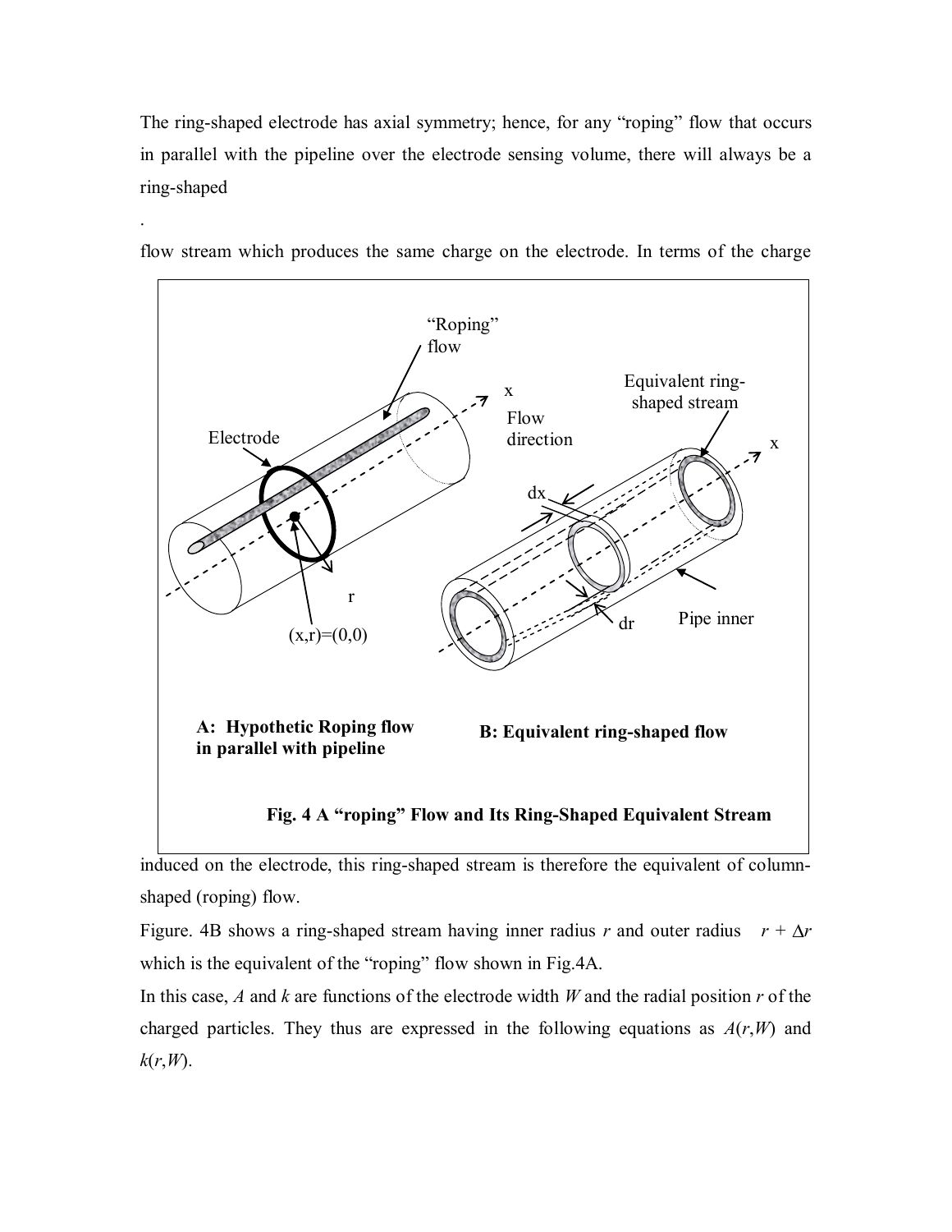The ring-shaped electrode has axial symmetry; hence, for any "roping" flow that occurs in parallel with the pipeline over the electrode sensing volume, there will always be a ring-shaped

.

flow stream which produces the same charge on the electrode. In terms of the charge

**A: Hypothetic Roping flow in parallel with pipeline**

**B: Equivalent ring-shaped flow**

**Fig. 4 A "roping" Flow and Its Ring-Shaped Equivalent Stream**

induced on the electrode, this ring-shaped stream is therefore the equivalent of column-shaped (roping) flow.

Figure. 4B shows a ring-shaped stream having inner radius $r$ and outer radius $r + \Delta r$ which is the equivalent of the "roping" flow shown in Fig.4A.

In this case, $A$ and $k$ are functions of the electrode width $W$ and the radial position $r$ of the charged particles. They thus are expressed in the following equations as $A(r,W)$ and $k(r,W)$.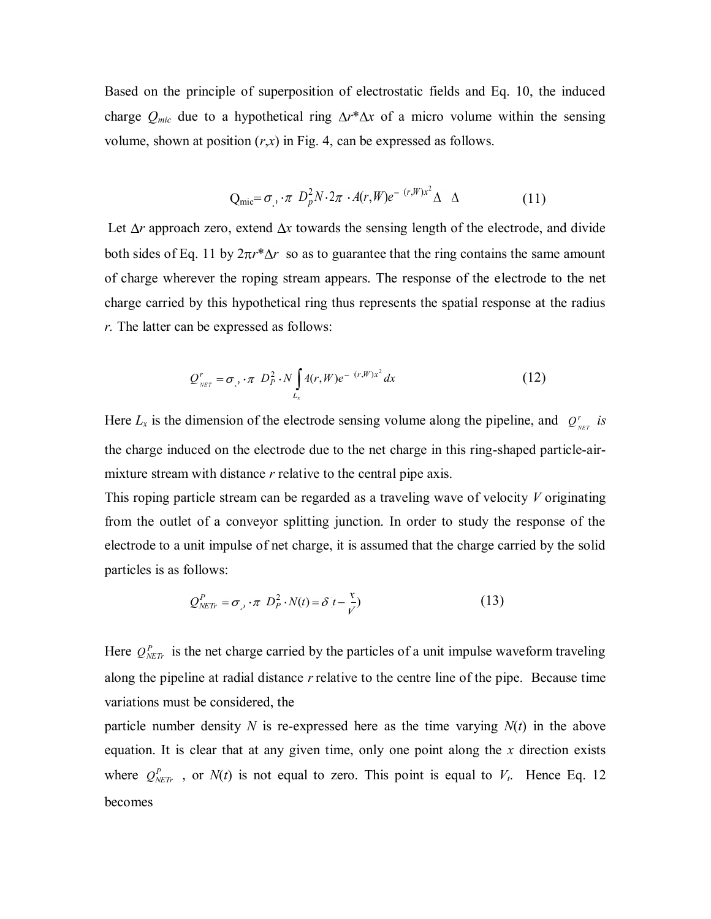Based on the principle of superposition of electrostatic fields and Eq. 10, the induced charge $Q_{mic}$ due to a hypothetical ring $\Delta r^*\Delta x$ of a micro volume within the sensing volume, shown at position $(r,x)$ in Fig. 4, can be expressed as follows.

$$Q_{mic} = \sigma_{,} \cdot \pi \ D_p^2 N \cdot 2\pi \ \cdot A(r,W) e^{-\ (r,W)x^2} \Delta \ \ \Delta \tag{11}$$

Let $\Delta r$ approach zero, extend $\Delta x$ towards the sensing length of the electrode, and divide both sides of Eq. 11 by $2\pi r^*\Delta r$ so as to guarantee that the ring contains the same amount of charge wherever the roping stream appears. The response of the electrode to the net charge carried by this hypothetical ring thus represents the spatial response at the radius $r$. The latter can be expressed as follows:

$$Q_{NET}^{r} = \sigma_{,} \cdot \pi \ D_P^2 \cdot N \int_{L_x} A(r,W) e^{-\ (r,W)x^2} dx \tag{12}$$

Here $L_x$ is the dimension of the electrode sensing volume along the pipeline, and $Q_{NET}^{r}$ *is* the charge induced on the electrode due to the net charge in this ring-shaped particle-air-mixture stream with distance $r$ relative to the central pipe axis.

This roping particle stream can be regarded as a traveling wave of velocity $V$ originating from the outlet of a conveyor splitting junction. In order to study the response of the electrode to a unit impulse of net charge, it is assumed that the charge carried by the solid particles is as follows:

$$Q_{NETr}^{P} = \sigma_{,} \cdot \pi \ D_P^2 \cdot N(t) = \delta \ t - \frac{x}{V}) \tag{13}$$

Here $Q_{NETr}^{P}$ is the net charge carried by the particles of a unit impulse waveform traveling along the pipeline at radial distance $r$ relative to the centre line of the pipe. Because time variations must be considered, the

particle number density $N$ is re-expressed here as the time varying $N(t)$ in the above equation. It is clear that at any given time, only one point along the $x$ direction exists where $Q_{NETr}^{P}$ , or $N(t)$ is not equal to zero. This point is equal to $V_t$. Hence Eq. 12 becomes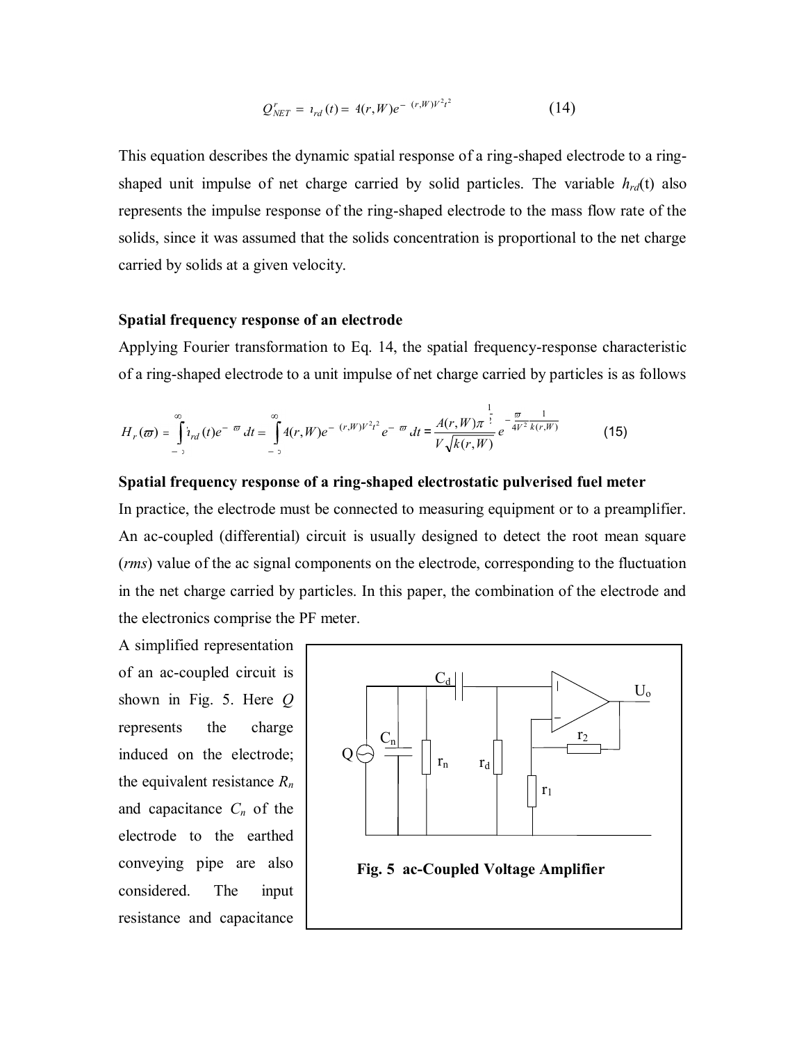$$Q_{NET}^{r} = h_{rd}(t) = A(r,W)e^{-k(r,W)V^2t^2} \tag{14}$$

This equation describes the dynamic spatial response of a ring-shaped electrode to a ring-shaped unit impulse of net charge carried by solid particles. The variable $h_{rd}$(t) also represents the impulse response of the ring-shaped electrode to the mass flow rate of the solids, since it was assumed that the solids concentration is proportional to the net charge carried by solids at a given velocity.

**Spatial frequency response of an electrode**

Applying Fourier transformation to Eq. 14, the spatial frequency-response characteristic of a ring-shaped electrode to a unit impulse of net charge carried by particles is as follows

$$H_r(\varpi) = \int_{-\infty}^{\infty} h_{rd}(t)e^{-j\varpi t}dt = \int_{-\infty}^{\infty} A(r,W)e^{-k(r,W)V^2t^2}e^{-j\varpi t}dt = \frac{A(r,W)\pi^{\frac{1}{2}}}{V\sqrt{k(r,W)}}e^{-\frac{\varpi^2}{4V^2}\frac{1}{k(r,W)}} \tag{15}$$

**Spatial frequency response of a ring-shaped electrostatic pulverised fuel meter**

In practice, the electrode must be connected to measuring equipment or to a preamplifier. An ac-coupled (differential) circuit is usually designed to detect the root mean square (*rms*) value of the ac signal components on the electrode, corresponding to the fluctuation in the net charge carried by particles. In this paper, the combination of the electrode and the electronics comprise the PF meter.

A simplified representation of an ac-coupled circuit is shown in Fig. 5. Here $Q$ represents the charge induced on the electrode; the equivalent resistance $R_n$ and capacitance $C_n$ of the electrode to the earthed conveying pipe are also considered. The input resistance and capacitance

**Fig. 5 ac-Coupled Voltage Amplifier**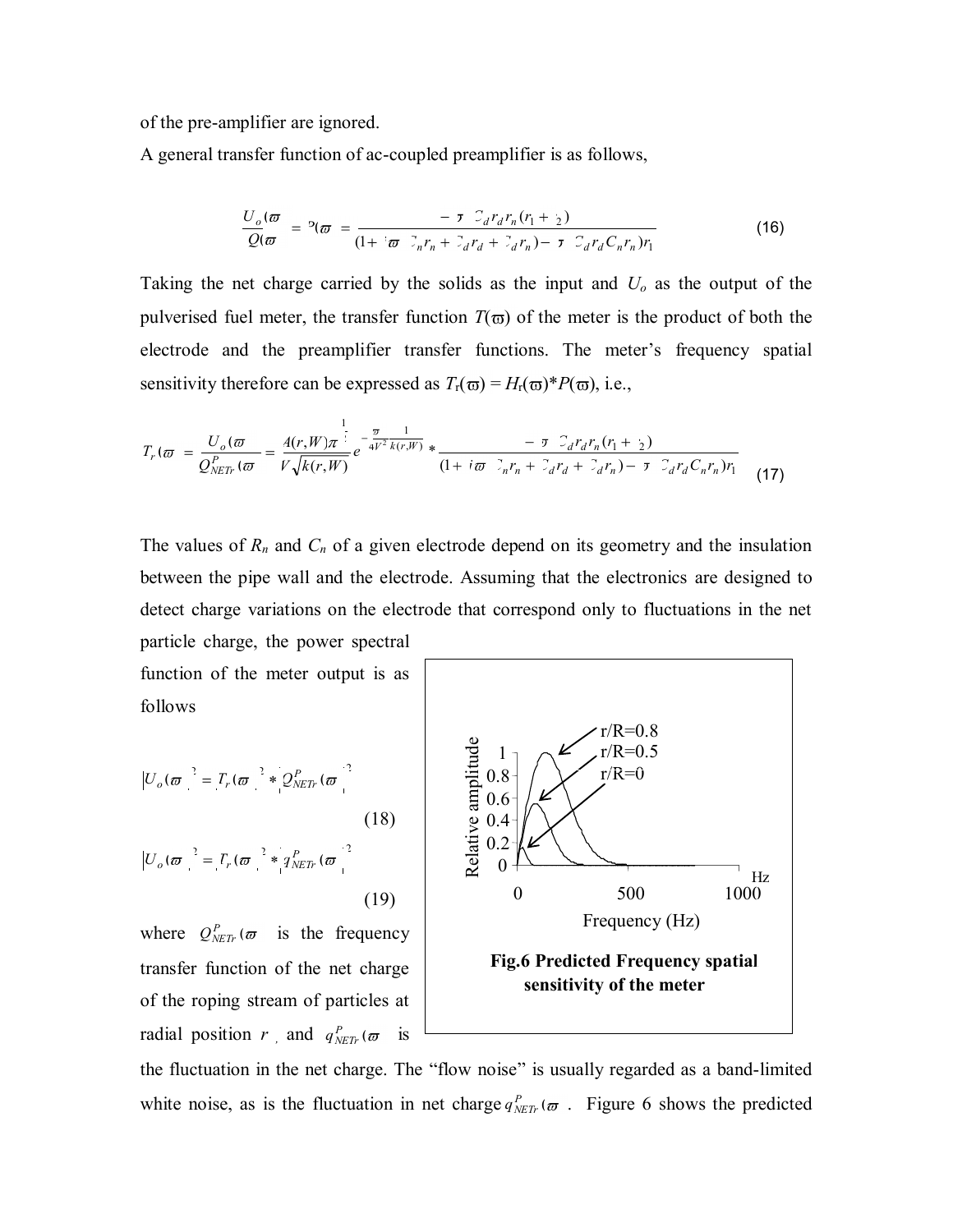of the pre-amplifier are ignored.

A general transfer function of ac-coupled preamplifier is as follows,

$$\frac{U_o(\varpi)}{Q(\varpi)} = P(\varpi) = \frac{-\varpi^2 C_d r_d r_n (r_1 + r_2)}{(1 + i\varpi(C_n r_n + C_d r_d + C_d r_n) - \varpi^2 C_d r_d C_n r_n) r_1} \tag{16}$$

Taking the net charge carried by the solids as the input and $U_o$ as the output of the pulverised fuel meter, the transfer function $T(\varpi)$ of the meter is the product of both the electrode and the preamplifier transfer functions. The meter's frequency spatial sensitivity therefore can be expressed as $T_r(\varpi) = H_r(\varpi) * P(\varpi)$, i.e.,

$$T_r(\varpi) = \frac{U_o(\varpi)}{Q^P_{NETr}(\varpi)} = \frac{A(r,W)\pi^{\frac{1}{2}}}{V\sqrt{k(r,W)}} e^{-\frac{\varpi^2}{4V^2}\frac{1}{k(r,W)}} * \frac{-\varpi^2 C_d r_d r_n (r_1 + r_2)}{(1 + i\varpi(C_n r_n + C_d r_d + C_d r_n) - \varpi^2 C_d r_d C_n r_n) r_1} \tag{17}$$

The values of $R_n$ and $C_n$ of a given electrode depend on its geometry and the insulation between the pipe wall and the electrode. Assuming that the electronics are designed to detect charge variations on the electrode that correspond only to fluctuations in the net particle charge, the power spectral function of the meter output is as follows

$$|U_o(\varpi)|^2 = |T_r(\varpi)|^2 * |Q^P_{NETr}(\varpi)|^2 \tag{18}$$

$$|U_o(\varpi)|^2 = |T_r(\varpi)|^2 * |q^P_{NETr}(\varpi)|^2 \tag{19}$$

where $Q^P_{NETr}(\varpi)$ is the frequency transfer function of the net charge of the roping stream of particles at radial position $r$, and $q^P_{NETr}(\varpi)$ is the fluctuation in the net charge. The "flow noise" is usually regarded as a band-limited white noise, as is the fluctuation in net charge $q^P_{NETr}(\varpi)$. Figure 6 shows the predicted

**Fig.6 Predicted Frequency spatial sensitivity of the meter**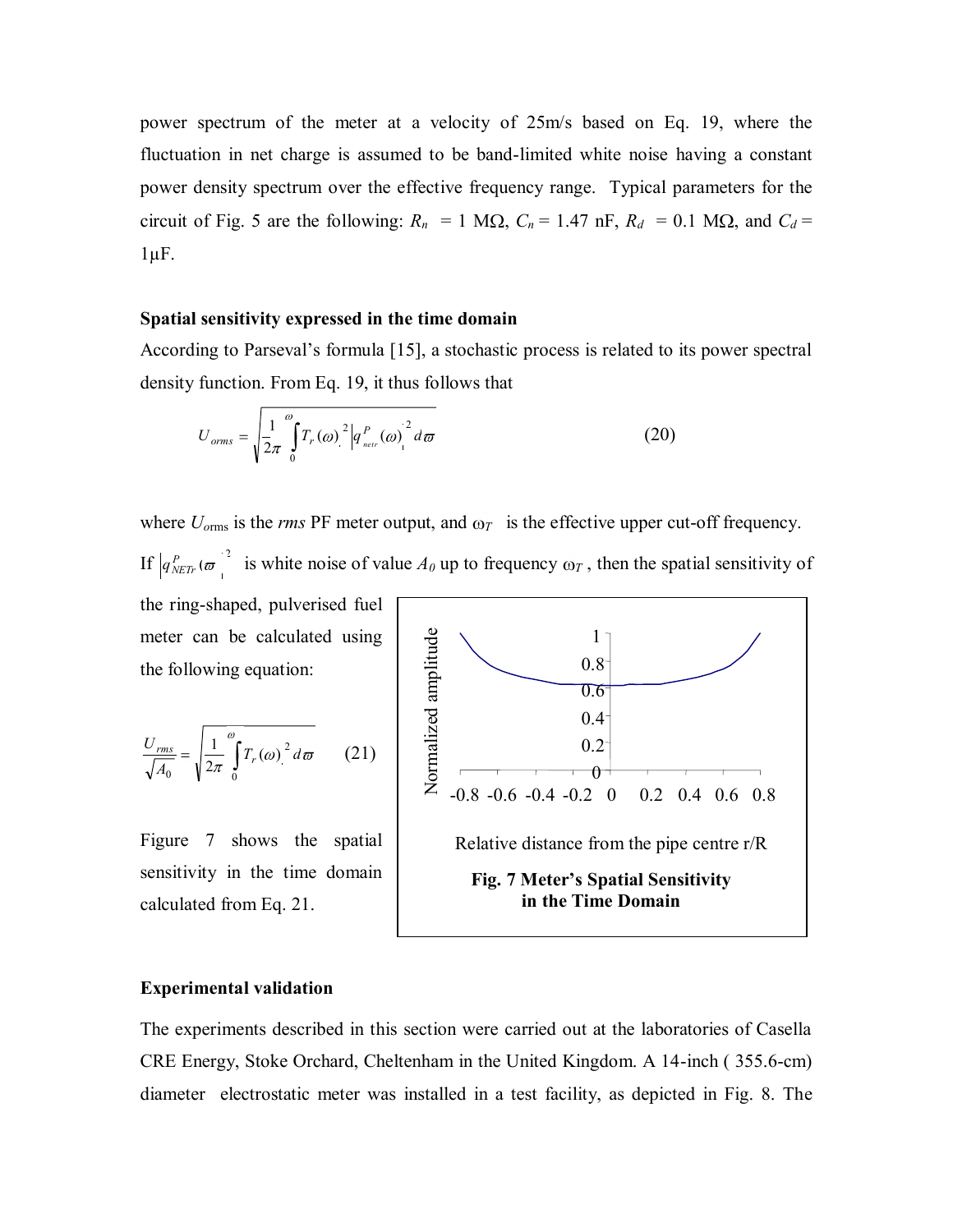power spectrum of the meter at a velocity of 25m/s based on Eq. 19, where the fluctuation in net charge is assumed to be band-limited white noise having a constant power density spectrum over the effective frequency range. Typical parameters for the circuit of Fig. 5 are the following: $R_n$ = 1 MΩ, $C_n$ = 1.47 nF, $R_d$ = 0.1 MΩ, and $C_d$ = 1μF.

**Spatial sensitivity expressed in the time domain**

According to Parseval's formula [15], a stochastic process is related to its power spectral density function. From Eq. 19, it thus follows that

$$U_{orms} = \sqrt{\frac{1}{2\pi}\int_0^{\omega} \left|T_r(\omega)\right|^2 \left|q_{netr}^P(\omega)\right|^2 d\varpi} \qquad (20)$$

where $U_{orms}$ is the *rms* PF meter output, and $\omega_T$ is the effective upper cut-off frequency. If $\left|q_{NETr}^P(\varpi)\right|^2$ is white noise of value $A_0$ up to frequency $\omega_T$, then the spatial sensitivity of the ring-shaped, pulverised fuel meter can be calculated using the following equation:

$$\frac{U_{rms}}{\sqrt{A_0}} = \sqrt{\frac{1}{2\pi}\int_0^{\omega} \left|T_r(\omega)\right|^2 d\varpi} \qquad (21)$$

Figure 7 shows the spatial sensitivity in the time domain calculated from Eq. 21.

**Fig. 7 Meter's Spatial Sensitivity in the Time Domain**

**Experimental validation**

The experiments described in this section were carried out at the laboratories of Casella CRE Energy, Stoke Orchard, Cheltenham in the United Kingdom. A 14-inch ( 355.6-cm) diameter electrostatic meter was installed in a test facility, as depicted in Fig. 8. The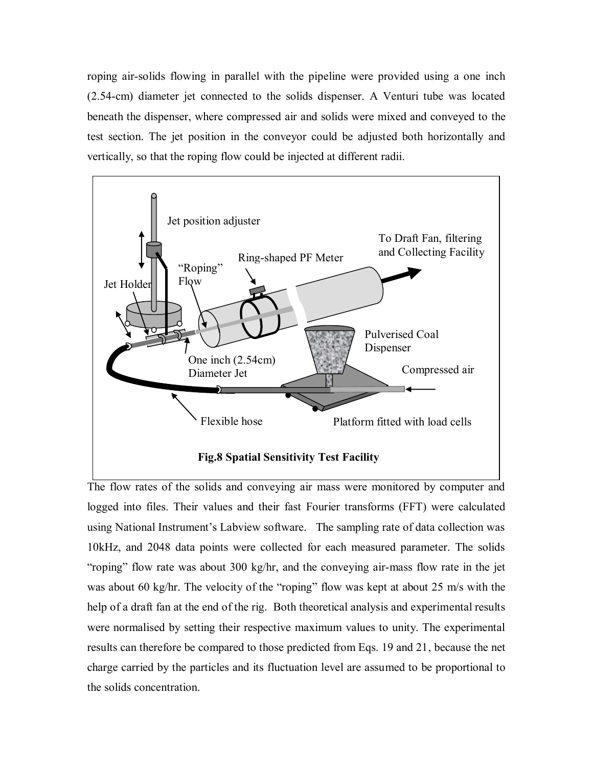roping air-solids flowing in parallel with the pipeline were provided using a one inch (2.54-cm) diameter jet connected to the solids dispenser. A Venturi tube was located beneath the dispenser, where compressed air and solids were mixed and conveyed to the test section. The jet position in the conveyor could be adjusted both horizontally and vertically, so that the roping flow could be injected at different radii.

**Fig.8 Spatial Sensitivity Test Facility**

The flow rates of the solids and conveying air mass were monitored by computer and logged into files. Their values and their fast Fourier transforms (FFT) were calculated using National Instrument's Labview software. The sampling rate of data collection was 10kHz, and 2048 data points were collected for each measured parameter. The solids "roping" flow rate was about 300 kg/hr, and the conveying air-mass flow rate in the jet was about 60 kg/hr. The velocity of the "roping" flow was kept at about 25 m/s with the help of a draft fan at the end of the rig. Both theoretical analysis and experimental results were normalised by setting their respective maximum values to unity. The experimental results can therefore be compared to those predicted from Eqs. 19 and 21, because the net charge carried by the particles and its fluctuation level are assumed to be proportional to the solids concentration.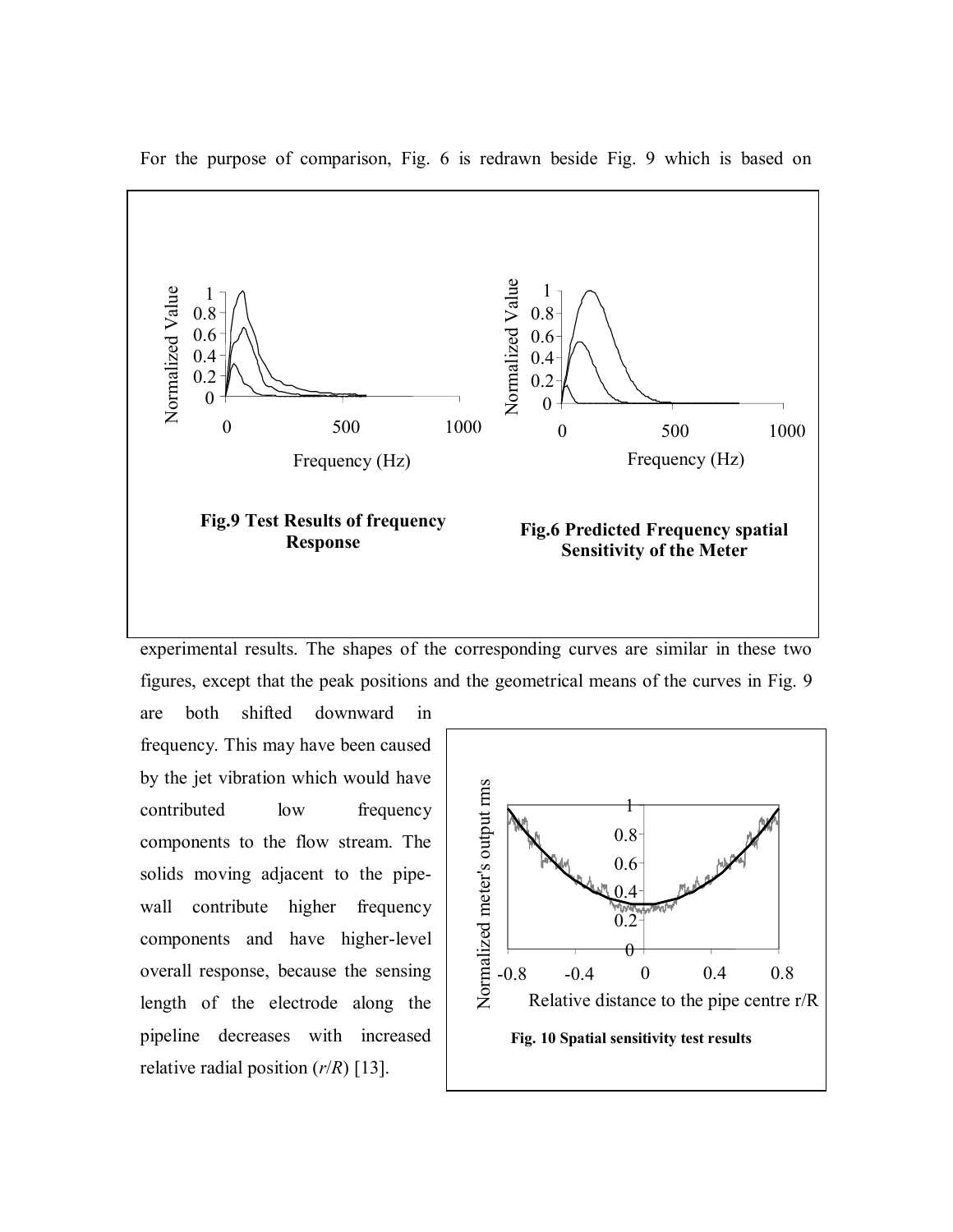For the purpose of comparison, Fig. 6 is redrawn beside Fig. 9 which is based on experimental results. The shapes of the corresponding curves are similar in these two figures, except that the peak positions and the geometrical means of the curves in Fig. 9 are both shifted downward in frequency. This may have been caused by the jet vibration which would have contributed low frequency components to the flow stream. The solids moving adjacent to the pipe-wall contribute higher frequency components and have higher-level overall response, because the sensing length of the electrode along the pipeline decreases with increased relative radial position ($r/R$) [13].

**Fig.9 Test Results of frequency Response**

**Fig.6 Predicted Frequency spatial Sensitivity of the Meter**

**Fig. 10 Spatial sensitivity test results**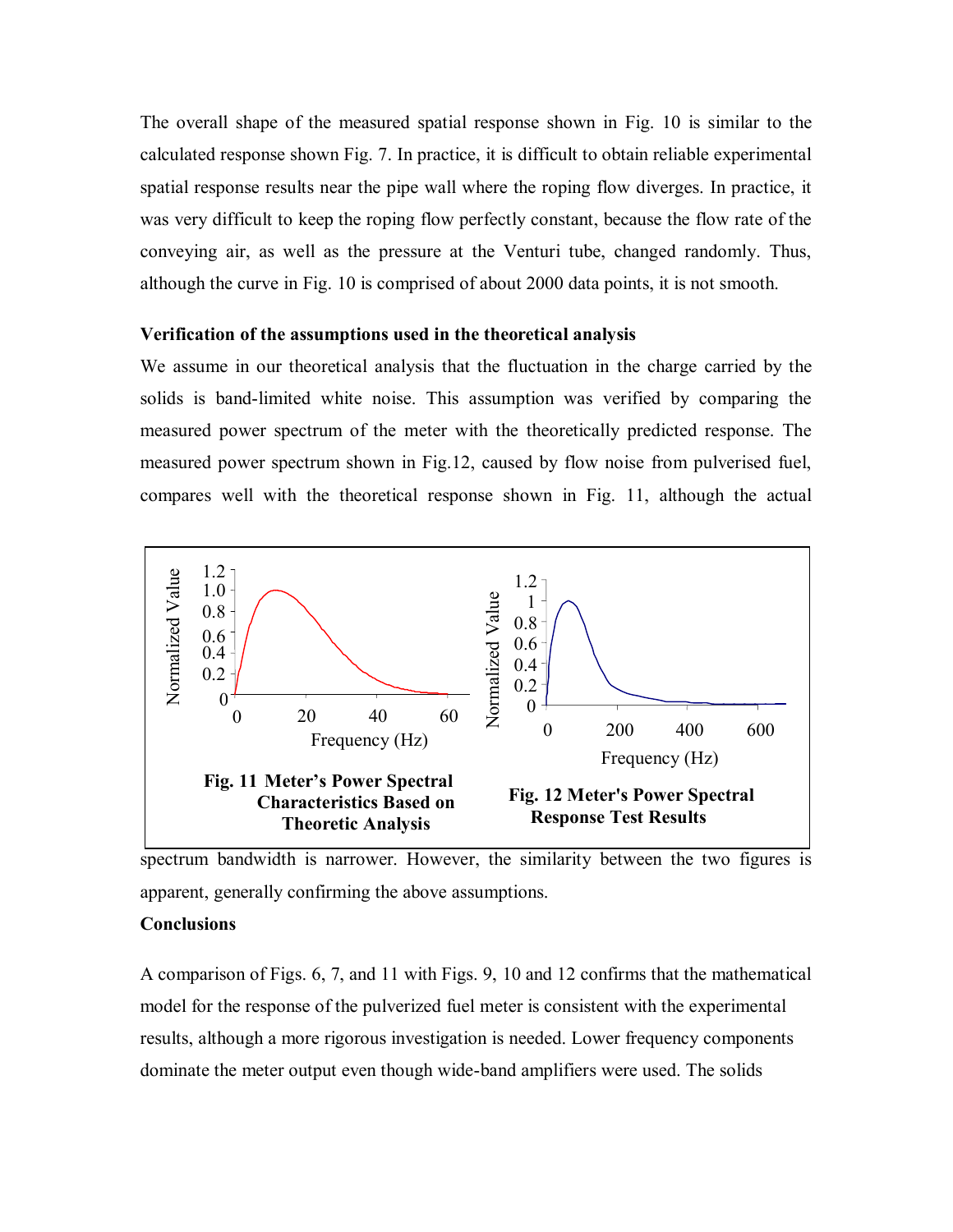The overall shape of the measured spatial response shown in Fig. 10 is similar to the calculated response shown Fig. 7. In practice, it is difficult to obtain reliable experimental spatial response results near the pipe wall where the roping flow diverges. In practice, it was very difficult to keep the roping flow perfectly constant, because the flow rate of the conveying air, as well as the pressure at the Venturi tube, changed randomly. Thus, although the curve in Fig. 10 is comprised of about 2000 data points, it is not smooth.

**Verification of the assumptions used in the theoretical analysis**

We assume in our theoretical analysis that the fluctuation in the charge carried by the solids is band-limited white noise. This assumption was verified by comparing the measured power spectrum of the meter with the theoretically predicted response. The measured power spectrum shown in Fig.12, caused by flow noise from pulverised fuel, compares well with the theoretical response shown in Fig. 11, although the actual spectrum bandwidth is narrower. However, the similarity between the two figures is apparent, generally confirming the above assumptions.

**Fig. 11 Meter's Power Spectral Characteristics Based on Theoretic Analysis**

**Fig. 12 Meter's Power Spectral Response Test Results**

**Conclusions**

A comparison of Figs. 6, 7, and 11 with Figs. 9, 10 and 12 confirms that the mathematical model for the response of the pulverized fuel meter is consistent with the experimental results, although a more rigorous investigation is needed. Lower frequency components dominate the meter output even though wide-band amplifiers were used. The solids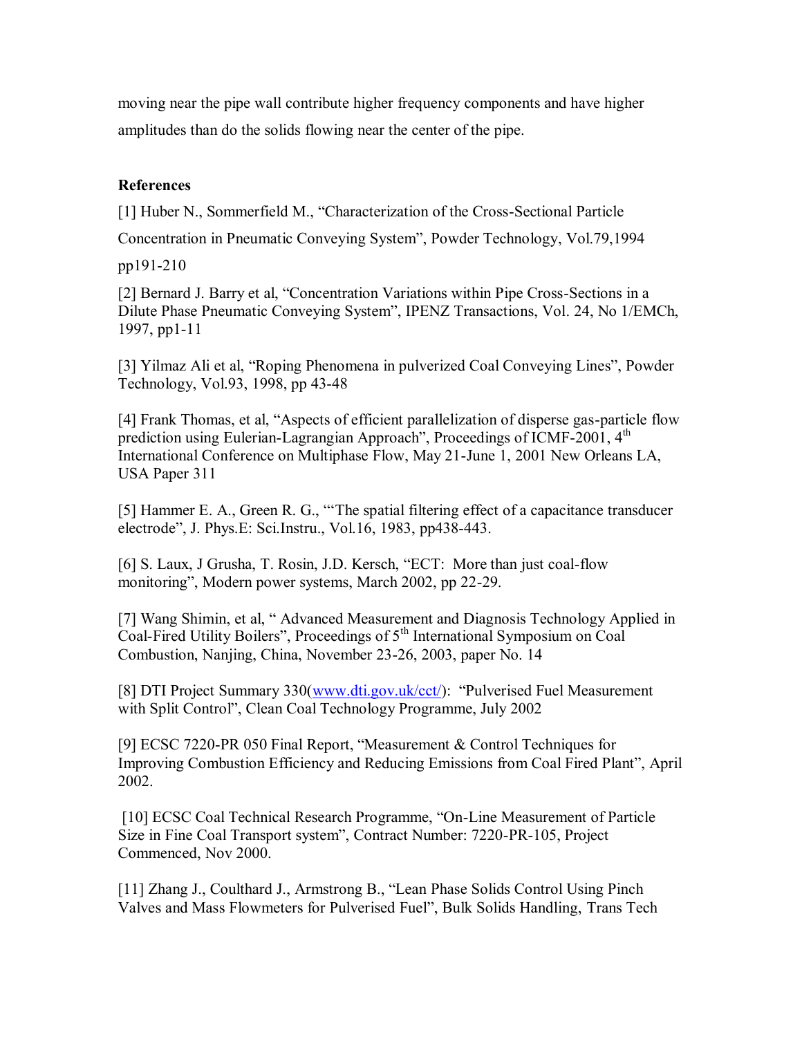moving near the pipe wall contribute higher frequency components and have higher amplitudes than do the solids flowing near the center of the pipe.

**References**

[1] Huber N., Sommerfield M., "Characterization of the Cross-Sectional Particle Concentration in Pneumatic Conveying System", Powder Technology, Vol.79,1994 pp191-210

[2] Bernard J. Barry et al, "Concentration Variations within Pipe Cross-Sections in a Dilute Phase Pneumatic Conveying System", IPENZ Transactions, Vol. 24, No 1/EMCh, 1997, pp1-11

[3] Yilmaz Ali et al, "Roping Phenomena in pulverized Coal Conveying Lines", Powder Technology, Vol.93, 1998, pp 43-48

[4] Frank Thomas, et al, "Aspects of efficient parallelization of disperse gas-particle flow prediction using Eulerian-Lagrangian Approach", Proceedings of ICMF-2001, 4th International Conference on Multiphase Flow, May 21-June 1, 2001 New Orleans LA, USA Paper 311

[5] Hammer E. A., Green R. G., "'The spatial filtering effect of a capacitance transducer electrode", J. Phys.E: Sci.Instru., Vol.16, 1983, pp438-443.

[6] S. Laux, J Grusha, T. Rosin, J.D. Kersch, "ECT: More than just coal-flow monitoring", Modern power systems, March 2002, pp 22-29.

[7] Wang Shimin, et al, " Advanced Measurement and Diagnosis Technology Applied in Coal-Fired Utility Boilers", Proceedings of 5th International Symposium on Coal Combustion, Nanjing, China, November 23-26, 2003, paper No. 14

[8] DTI Project Summary 330(www.dti.gov.uk/cct/): "Pulverised Fuel Measurement with Split Control", Clean Coal Technology Programme, July 2002

[9] ECSC 7220-PR 050 Final Report, "Measurement & Control Techniques for Improving Combustion Efficiency and Reducing Emissions from Coal Fired Plant", April 2002.

[10] ECSC Coal Technical Research Programme, "On-Line Measurement of Particle Size in Fine Coal Transport system", Contract Number: 7220-PR-105, Project Commenced, Nov 2000.

[11] Zhang J., Coulthard J., Armstrong B., "Lean Phase Solids Control Using Pinch Valves and Mass Flowmeters for Pulverised Fuel", Bulk Solids Handling, Trans Tech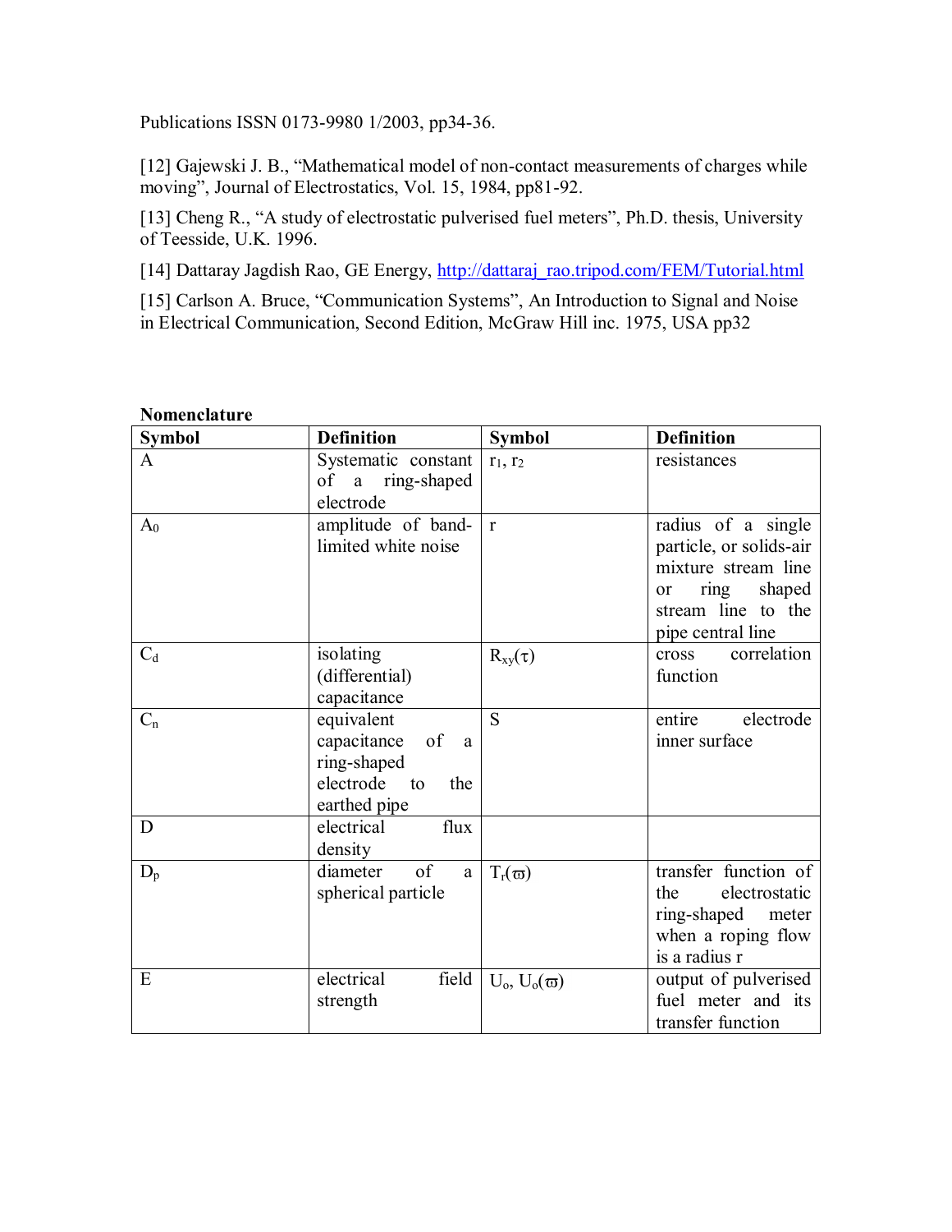Publications ISSN 0173-9980 1/2003, pp34-36.

[12] Gajewski J. B., "Mathematical model of non-contact measurements of charges while moving", Journal of Electrostatics, Vol. 15, 1984, pp81-92.

[13] Cheng R., "A study of electrostatic pulverised fuel meters", Ph.D. thesis, University of Teesside, U.K. 1996.

[14] Dattaray Jagdish Rao, GE Energy, http://dattaraj_rao.tripod.com/FEM/Tutorial.html

[15] Carlson A. Bruce, "Communication Systems", An Introduction to Signal and Noise in Electrical Communication, Second Edition, McGraw Hill inc. 1975, USA pp32

**Nomenclature**

| Symbol | Definition | Symbol | Definition |
|---|---|---|---|
| A | Systematic constant of a ring-shaped electrode | $r_1$, $r_2$ | resistances |
| $A_0$ | amplitude of band-limited white noise | r | radius of a single particle, or solids-air mixture stream line or ring shaped stream line to the pipe central line |
| $C_d$ | isolating (differential) capacitance | $R_{xy}(\tau)$ | cross correlation function |
| $C_n$ | equivalent capacitance of a ring-shaped electrode to the earthed pipe | S | entire electrode inner surface |
| D | electrical flux density | | |
| $D_p$ | diameter of a spherical particle | $T_r(\varpi)$ | transfer function of the electrostatic ring-shaped meter when a roping flow is a radius r |
| E | electrical field strength | $U_o$, $U_o(\varpi)$ | output of pulverised fuel meter and its transfer function |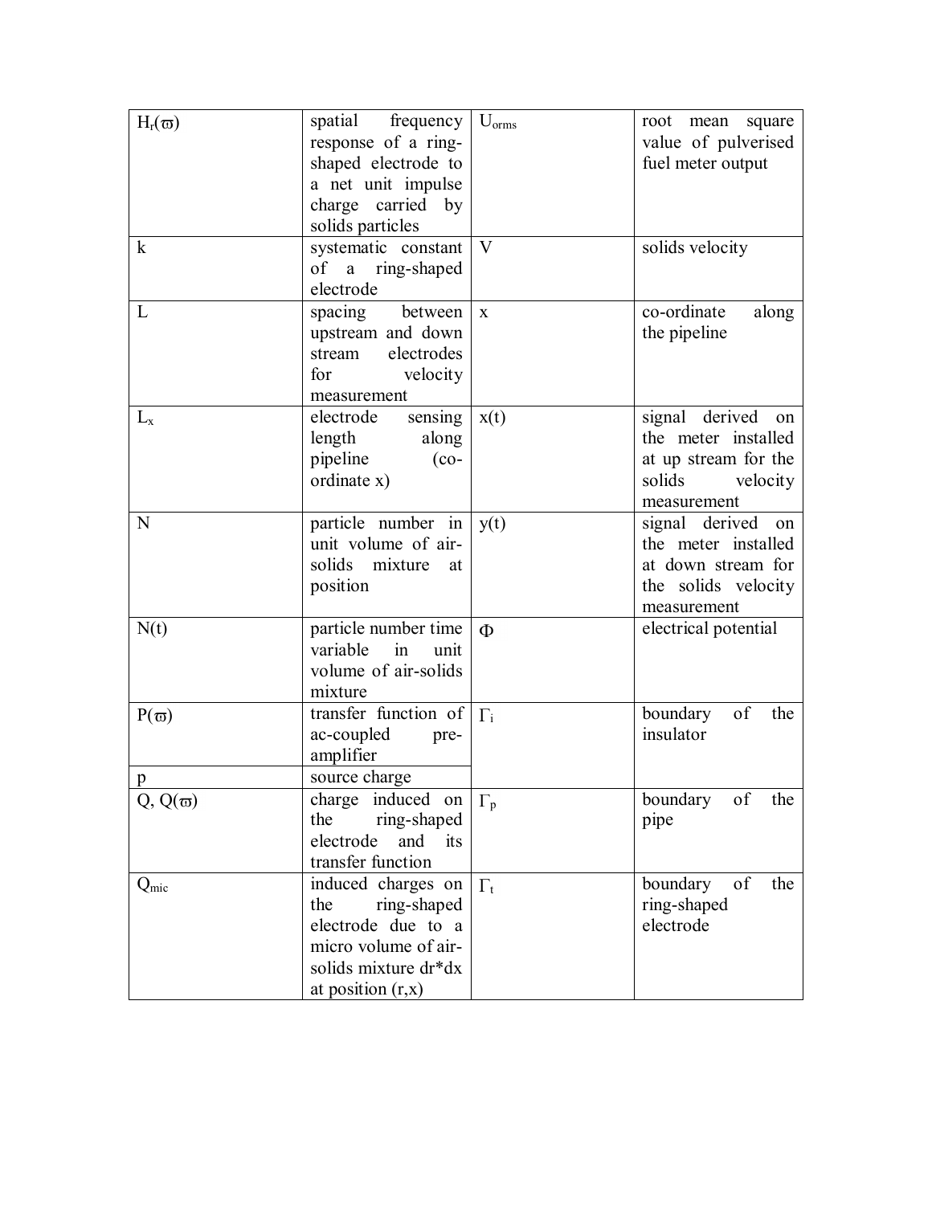| | | | |
|---|---|---|---|
| $H_r(\varpi)$ | spatial frequency response of a ring-shaped electrode to a net unit impulse charge carried by solids particles | $U_{orms}$ | root mean square value of pulverised fuel meter output |
| k | systematic constant of a ring-shaped electrode | V | solids velocity |
| L | spacing between upstream and down stream electrodes for velocity measurement | x | co-ordinate along the pipeline |
| $L_x$ | electrode sensing length along pipeline (co-ordinate x) | x(t) | signal derived on the meter installed at up stream for the solids velocity measurement |
| N | particle number in unit volume of air-solids mixture at position | y(t) | signal derived on the meter installed at down stream for the solids velocity measurement |
| N(t) | particle number time variable in unit volume of air-solids mixture | $\Phi$ | electrical potential |
| $P(\varpi)$ | transfer function of ac-coupled pre-amplifier | $\Gamma_i$ | boundary of the insulator |
| p | source charge | | |
| Q, $Q(\varpi)$ | charge induced on the ring-shaped electrode and its transfer function | $\Gamma_p$ | boundary of the pipe |
| $Q_{mic}$ | induced charges on the ring-shaped electrode due to a micro volume of air-solids mixture dr*dx at position (r,x) | $\Gamma_t$ | boundary of the ring-shaped electrode |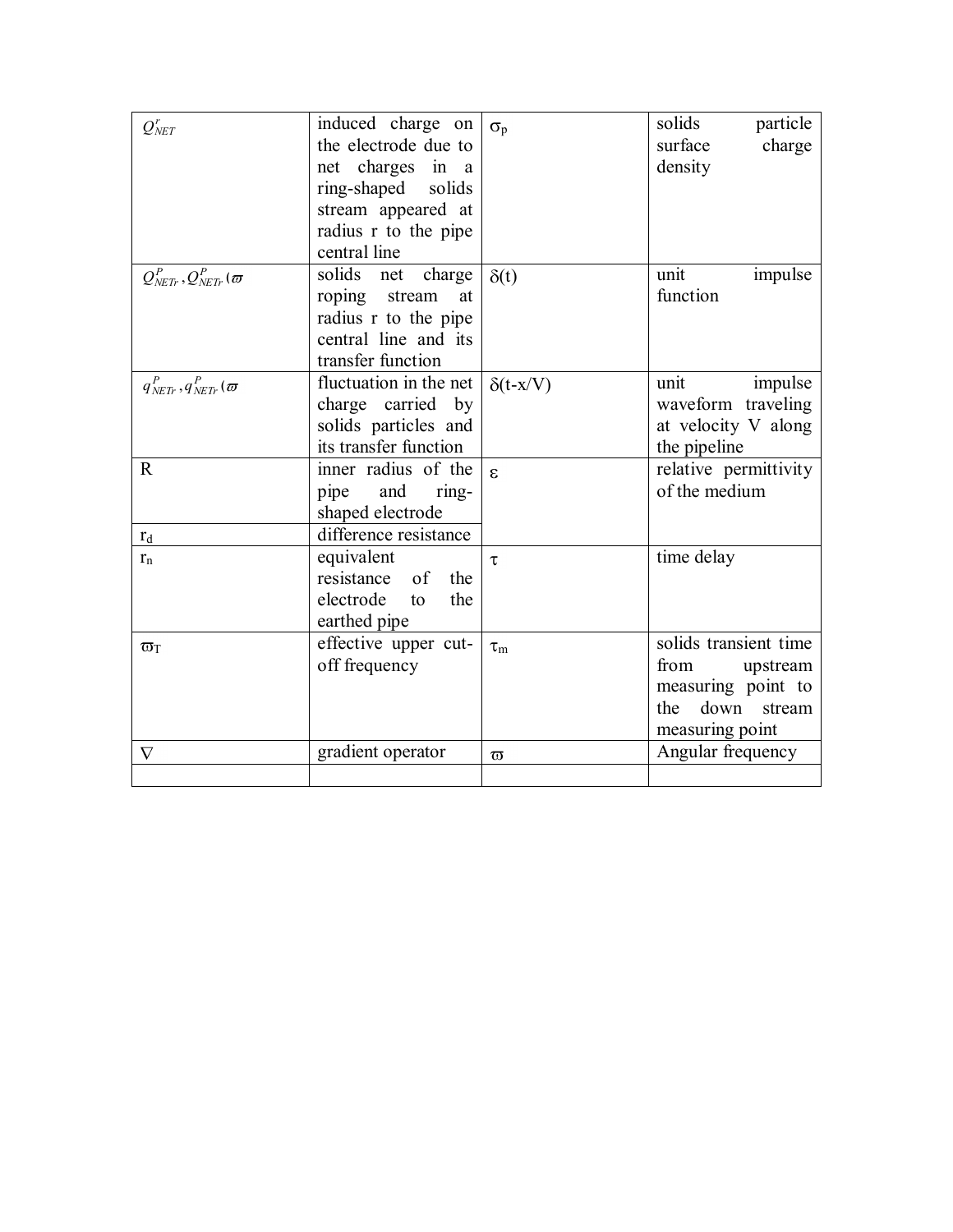| | | | |
|---|---|---|---|
| $Q^{r}_{NET}$ | induced charge on the electrode due to net charges in a ring-shaped solids stream appeared at radius r to the pipe central line | $\sigma_p$ | solids particle surface charge density |
| $Q^{P}_{NETr}, Q^{P}_{NETr}(\varpi$ | solids net charge roping stream at radius r to the pipe central line and its transfer function | $\delta(t)$ | unit impulse function |
| $q^{P}_{NETr}, q^{P}_{NETr}(\varpi$ | fluctuation in the net charge carried by solids particles and its transfer function | $\delta(t\text{-}x/V)$ | unit impulse waveform traveling at velocity V along the pipeline |
| R | inner radius of the pipe and ring-shaped electrode | $\varepsilon$ | relative permittivity of the medium |
| $r_d$ | difference resistance | | |
| $r_n$ | equivalent resistance of the electrode to the earthed pipe | $\tau$ | time delay |
| $\varpi_T$ | effective upper cut-off frequency | $\tau_m$ | solids transient time from upstream measuring point to the down stream measuring point |
| $\nabla$ | gradient operator | $\varpi$ | Angular frequency |
| | | | |